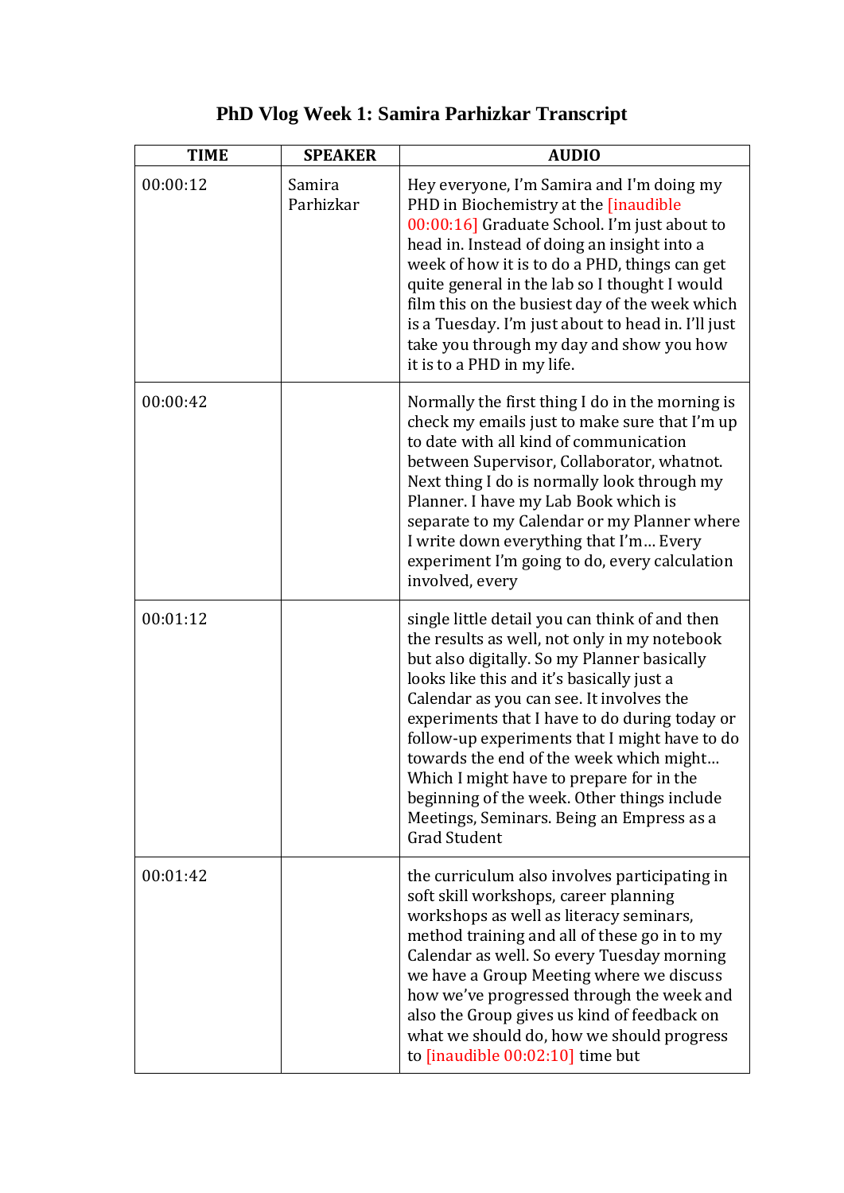# PhD Vlog Week 1: Samira Parhizkar Transcript

| TIME | SPEAKER | AUDIO |
|---|---|---|
| 00:00:12 | Samira Parhizkar | Hey everyone, I'm Samira and I'm doing my PHD in Biochemistry at the [inaudible 00:00:16] Graduate School. I'm just about to head in. Instead of doing an insight into a week of how it is to do a PHD, things can get quite general in the lab so I thought I would film this on the busiest day of the week which is a Tuesday. I'm just about to head in. I'll just take you through my day and show you how it is to a PHD in my life. |
| 00:00:42 | | Normally the first thing I do in the morning is check my emails just to make sure that I'm up to date with all kind of communication between Supervisor, Collaborator, whatnot. Next thing I do is normally look through my Planner. I have my Lab Book which is separate to my Calendar or my Planner where I write down everything that I'm… Every experiment I'm going to do, every calculation involved, every |
| 00:01:12 | | single little detail you can think of and then the results as well, not only in my notebook but also digitally. So my Planner basically looks like this and it's basically just a Calendar as you can see. It involves the experiments that I have to do during today or follow-up experiments that I might have to do towards the end of the week which might… Which I might have to prepare for in the beginning of the week. Other things include Meetings, Seminars. Being an Empress as a Grad Student |
| 00:01:42 | | the curriculum also involves participating in soft skill workshops, career planning workshops as well as literacy seminars, method training and all of these go in to my Calendar as well. So every Tuesday morning we have a Group Meeting where we discuss how we've progressed through the week and also the Group gives us kind of feedback on what we should do, how we should progress to [inaudible 00:02:10] time but |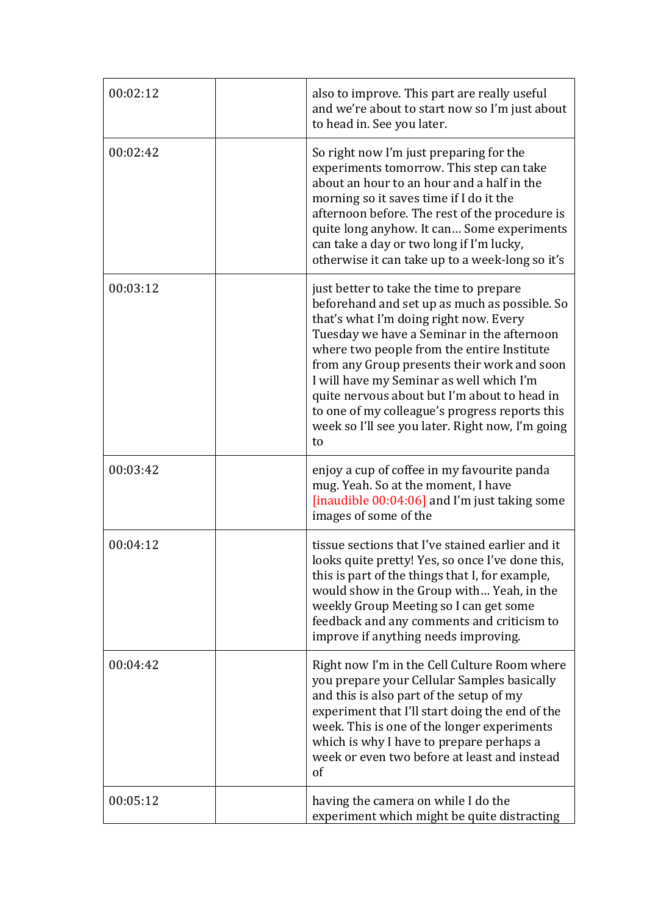| | | |
|---|---|---|
| 00:02:12 | | also to improve. This part are really useful and we're about to start now so I'm just about to head in. See you later. |
| 00:02:42 | | So right now I'm just preparing for the experiments tomorrow. This step can take about an hour to an hour and a half in the morning so it saves time if I do it the afternoon before. The rest of the procedure is quite long anyhow. It can… Some experiments can take a day or two long if I'm lucky, otherwise it can take up to a week-long so it's |
| 00:03:12 | | just better to take the time to prepare beforehand and set up as much as possible. So that's what I'm doing right now. Every Tuesday we have a Seminar in the afternoon where two people from the entire Institute from any Group presents their work and soon I will have my Seminar as well which I'm quite nervous about but I'm about to head in to one of my colleague's progress reports this week so I'll see you later. Right now, I'm going to |
| 00:03:42 | | enjoy a cup of coffee in my favourite panda mug. Yeah. So at the moment, I have [inaudible 00:04:06] and I'm just taking some images of some of the |
| 00:04:12 | | tissue sections that I've stained earlier and it looks quite pretty! Yes, so once I've done this, this is part of the things that I, for example, would show in the Group with… Yeah, in the weekly Group Meeting so I can get some feedback and any comments and criticism to improve if anything needs improving. |
| 00:04:42 | | Right now I'm in the Cell Culture Room where you prepare your Cellular Samples basically and this is also part of the setup of my experiment that I'll start doing the end of the week. This is one of the longer experiments which is why I have to prepare perhaps a week or even two before at least and instead of |
| 00:05:12 | | having the camera on while I do the experiment which might be quite distracting |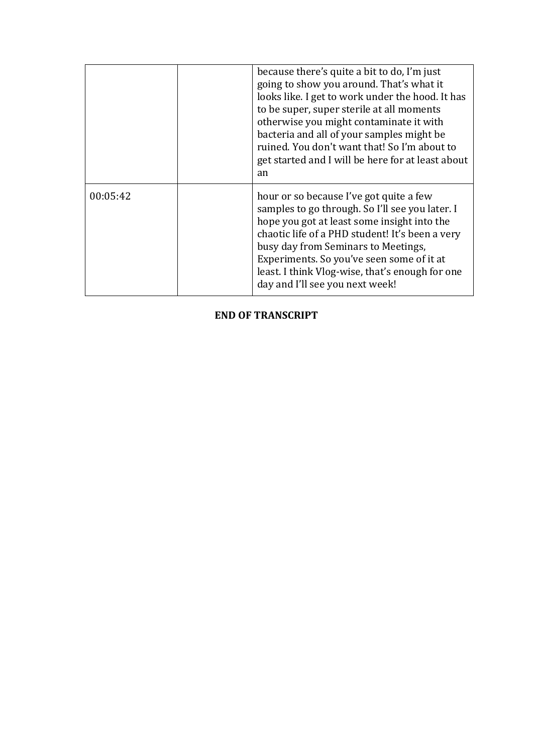| | | |
|---|---|---|
| | | because there’s quite a bit to do, I’m just going to show you around. That’s what it looks like. I get to work under the hood. It has to be super, super sterile at all moments otherwise you might contaminate it with bacteria and all of your samples might be ruined. You don't want that! So I’m about to get started and I will be here for at least about an |
| 00:05:42 | | hour or so because I’ve got quite a few samples to go through. So I’ll see you later. I hope you got at least some insight into the chaotic life of a PHD student! It’s been a very busy day from Seminars to Meetings, Experiments. So you’ve seen some of it at least. I think Vlog-wise, that’s enough for one day and I’ll see you next week! |

**END OF TRANSCRIPT**